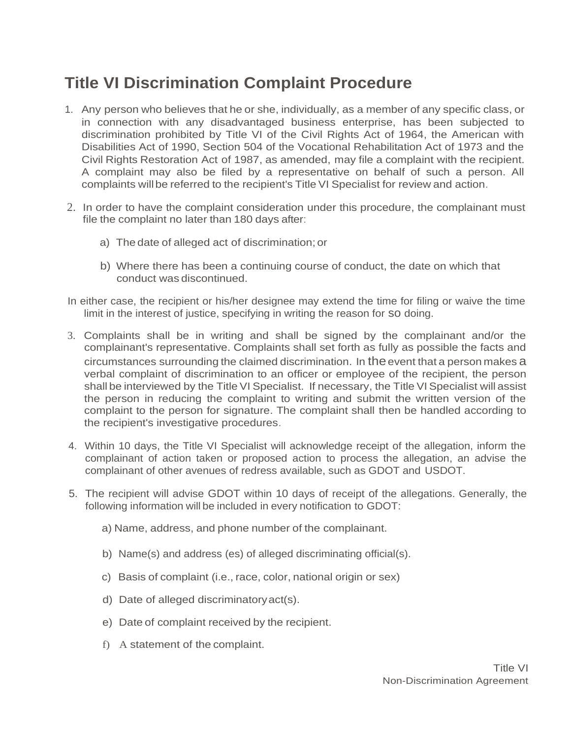# Title VI Discrimination Complaint Procedure

1. Any person who believes that he or she, individually, as a member of any specific class, or in connection with any disadvantaged business enterprise, has been subjected to discrimination prohibited by Title VI of the Civil Rights Act of 1964, the American with Disabilities Act of 1990, Section 504 of the Vocational Rehabilitation Act of 1973 and the Civil Rights Restoration Act of 1987, as amended, may file a complaint with the recipient. A complaint may also be filed by a representative on behalf of such a person. All complaints will be referred to the recipient's Title VI Specialist for review and action.

2. In order to have the complaint consideration under this procedure, the complainant must file the complaint no later than 180 days after:

   a) The date of alleged act of discrimination; or

   b) Where there has been a continuing course of conduct, the date on which that conduct was discontinued.

In either case, the recipient or his/her designee may extend the time for filing or waive the time limit in the interest of justice, specifying in writing the reason for so doing.

3. Complaints shall be in writing and shall be signed by the complainant and/or the complainant's representative. Complaints shall set forth as fully as possible the facts and circumstances surrounding the claimed discrimination. In the event that a person makes a verbal complaint of discrimination to an officer or employee of the recipient, the person shall be interviewed by the Title VI Specialist. If necessary, the Title VI Specialist will assist the person in reducing the complaint to writing and submit the written version of the complaint to the person for signature. The complaint shall then be handled according to the recipient's investigative procedures.

4. Within 10 days, the Title VI Specialist will acknowledge receipt of the allegation, inform the complainant of action taken or proposed action to process the allegation, an advise the complainant of other avenues of redress available, such as GDOT and USDOT.

5. The recipient will advise GDOT within 10 days of receipt of the allegations. Generally, the following information will be included in every notification to GDOT:

   a) Name, address, and phone number of the complainant.

   b) Name(s) and address (es) of alleged discriminating official(s).

   c) Basis of complaint (i.e., race, color, national origin or sex)

   d) Date of alleged discriminatory act(s).

   e) Date of complaint received by the recipient.

   f) A statement of the complaint.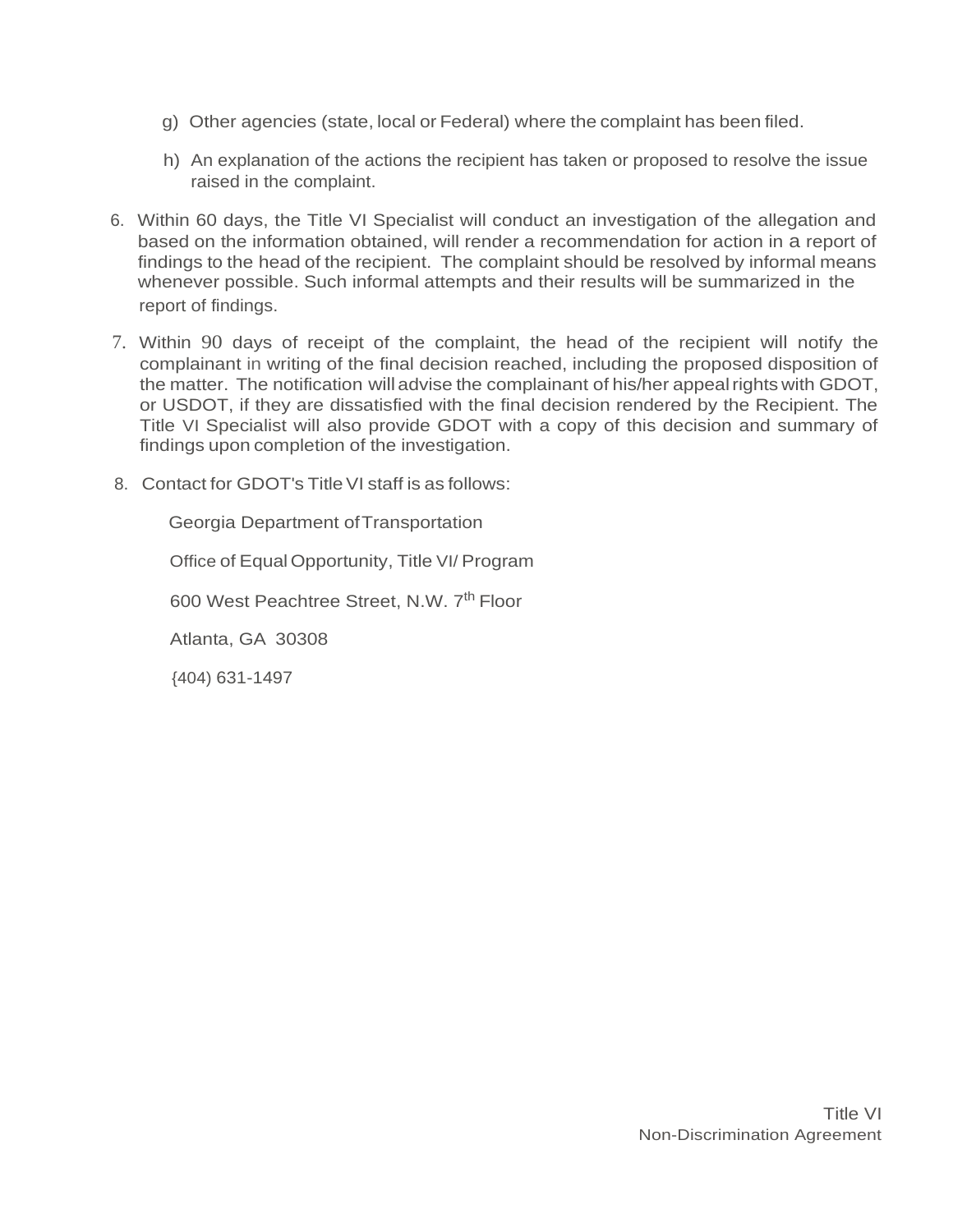g) Other agencies (state, local or Federal) where the complaint has been filed.

h) An explanation of the actions the recipient has taken or proposed to resolve the issue raised in the complaint.

6. Within 60 days, the Title VI Specialist will conduct an investigation of the allegation and based on the information obtained, will render a recommendation for action in a report of findings to the head of the recipient. The complaint should be resolved by informal means whenever possible. Such informal attempts and their results will be summarized in the report of findings.

7. Within 90 days of receipt of the complaint, the head of the recipient will notify the complainant in writing of the final decision reached, including the proposed disposition of the matter. The notification will advise the complainant of his/her appeal rights with GDOT, or USDOT, if they are dissatisfied with the final decision rendered by the Recipient. The Title VI Specialist will also provide GDOT with a copy of this decision and summary of findings upon completion of the investigation.

8. Contact for GDOT's Title VI staff is as follows:

   Georgia Department of Transportation

   Office of Equal Opportunity, Title VI/ Program

   600 West Peachtree Street, N.W. 7th Floor

   Atlanta, GA 30308

   {404) 631-1497